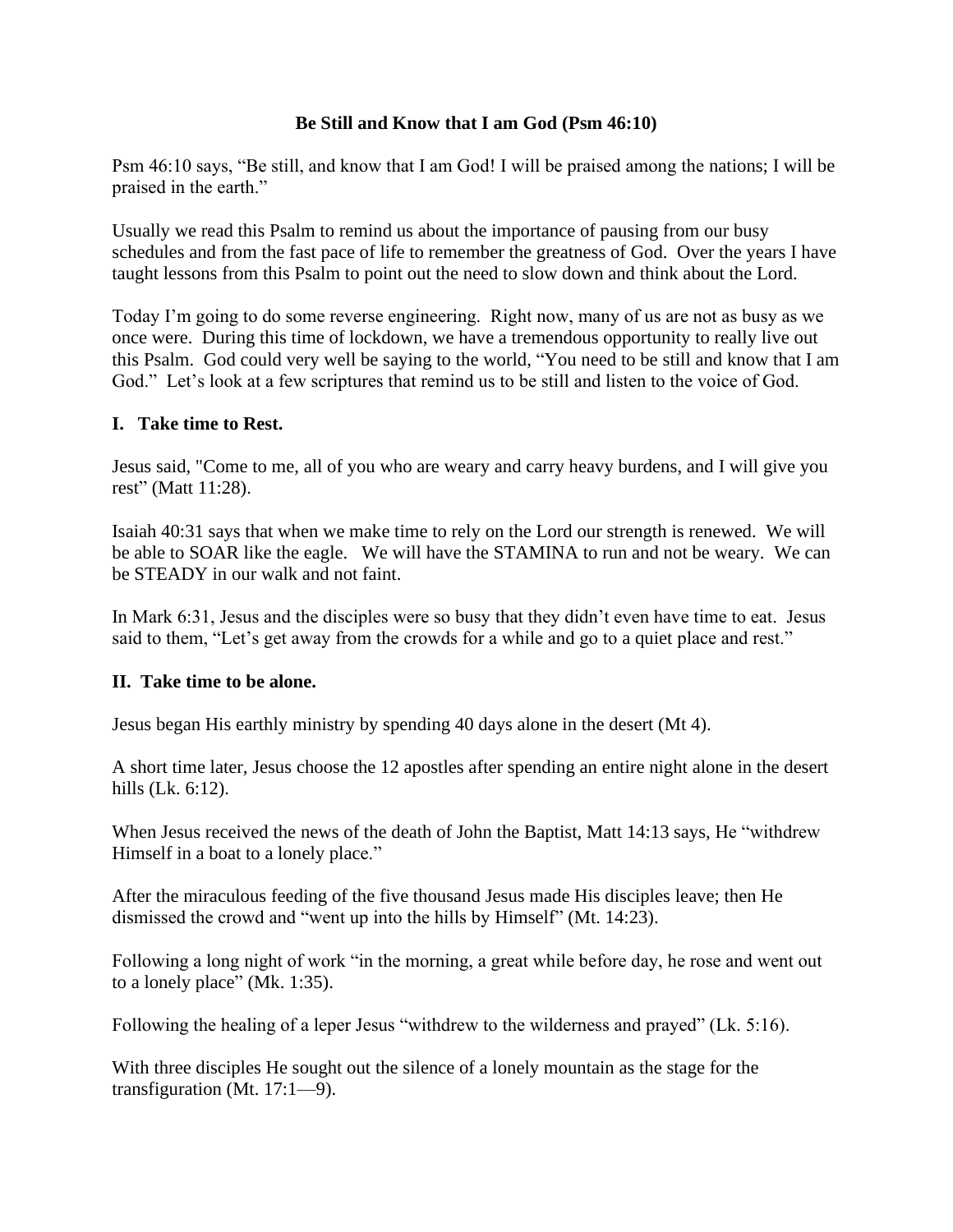# Be Still and Know that I am God (Psm 46:10)

Psm 46:10 says, “Be still, and know that I am God! I will be praised among the nations; I will be praised in the earth.”

Usually we read this Psalm to remind us about the importance of pausing from our busy schedules and from the fast pace of life to remember the greatness of God. Over the years I have taught lessons from this Psalm to point out the need to slow down and think about the Lord.

Today I’m going to do some reverse engineering. Right now, many of us are not as busy as we once were. During this time of lockdown, we have a tremendous opportunity to really live out this Psalm. God could very well be saying to the world, “You need to be still and know that I am God.” Let’s look at a few scriptures that remind us to be still and listen to the voice of God.

## I. Take time to Rest.

Jesus said, "Come to me, all of you who are weary and carry heavy burdens, and I will give you rest” (Matt 11:28).

Isaiah 40:31 says that when we make time to rely on the Lord our strength is renewed. We will be able to SOAR like the eagle. We will have the STAMINA to run and not be weary. We can be STEADY in our walk and not faint.

In Mark 6:31, Jesus and the disciples were so busy that they didn’t even have time to eat. Jesus said to them, “Let’s get away from the crowds for a while and go to a quiet place and rest.”

## II. Take time to be alone.

Jesus began His earthly ministry by spending 40 days alone in the desert (Mt 4).

A short time later, Jesus choose the 12 apostles after spending an entire night alone in the desert hills (Lk. 6:12).

When Jesus received the news of the death of John the Baptist, Matt 14:13 says, He “withdrew Himself in a boat to a lonely place.”

After the miraculous feeding of the five thousand Jesus made His disciples leave; then He dismissed the crowd and “went up into the hills by Himself” (Mt. 14:23).

Following a long night of work “in the morning, a great while before day, he rose and went out to a lonely place” (Mk. 1:35).

Following the healing of a leper Jesus “withdrew to the wilderness and prayed” (Lk. 5:16).

With three disciples He sought out the silence of a lonely mountain as the stage for the transfiguration (Mt. 17:1—9).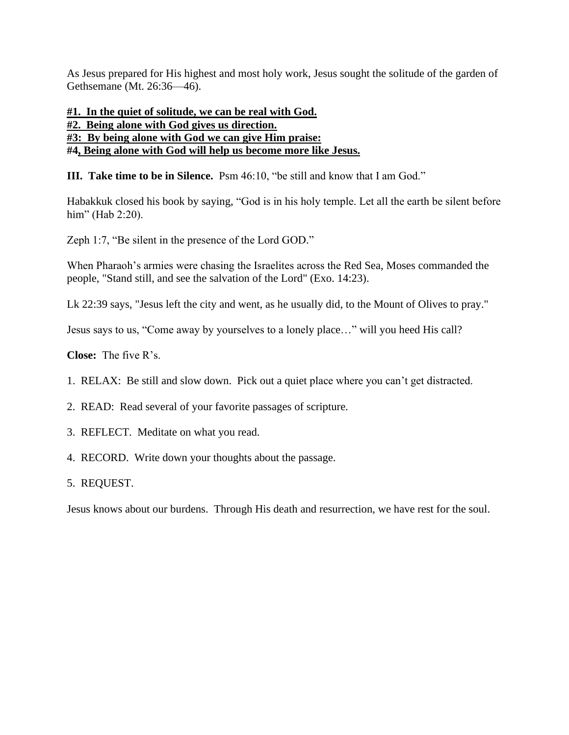As Jesus prepared for His highest and most holy work, Jesus sought the solitude of the garden of Gethsemane (Mt. 26:36—46).

<u>**#1. In the quiet of solitude, we can be real with God.**</u>
<u>**#2. Being alone with God gives us direction.**</u>
<u>**#3: By being alone with God we can give Him praise:**</u>
**#4<u>, Being alone with God will help us become more like Jesus.</u>**

**III. Take time to be in Silence.** Psm 46:10, "be still and know that I am God."

Habakkuk closed his book by saying, "God is in his holy temple. Let all the earth be silent before him" (Hab 2:20).

Zeph 1:7, "Be silent in the presence of the Lord GOD."

When Pharaoh's armies were chasing the Israelites across the Red Sea, Moses commanded the people, "Stand still, and see the salvation of the Lord" (Exo. 14:23).

Lk 22:39 says, "Jesus left the city and went, as he usually did, to the Mount of Olives to pray."

Jesus says to us, "Come away by yourselves to a lonely place…" will you heed His call?

**Close:** The five R's.

1. RELAX: Be still and slow down. Pick out a quiet place where you can't get distracted.

2. READ: Read several of your favorite passages of scripture.

3. REFLECT. Meditate on what you read.

4. RECORD. Write down your thoughts about the passage.

5. REQUEST.

Jesus knows about our burdens. Through His death and resurrection, we have rest for the soul.